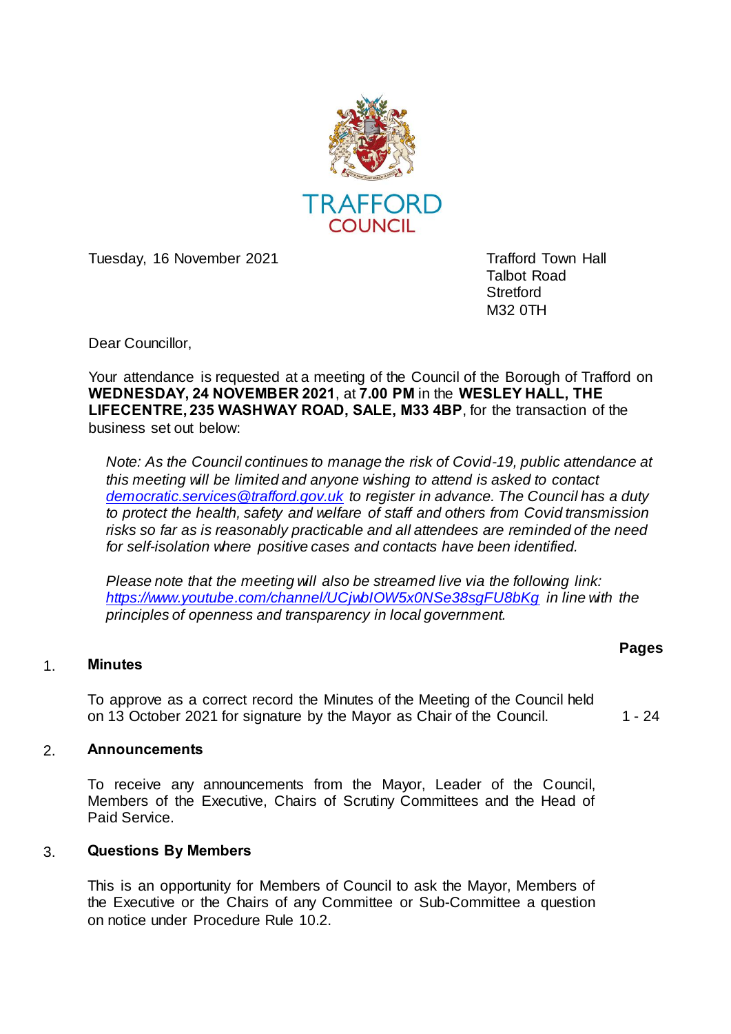TRAFFORD COUNCIL

Tuesday, 16 November 2021

Trafford Town Hall
Talbot Road
Stretford
M32 0TH

Dear Councillor,

Your attendance is requested at a meeting of the Council of the Borough of Trafford on **WEDNESDAY, 24 NOVEMBER 2021**, at **7.00 PM** in the **WESLEY HALL, THE LIFECENTRE, 235 WASHWAY ROAD, SALE, M33 4BP**, for the transaction of the business set out below:

*Note: As the Council continues to manage the risk of Covid-19, public attendance at this meeting will be limited and anyone wishing to attend is asked to contact [democratic.services@trafford.gov.uk](mailto:democratic.services@trafford.gov.uk) to register in advance. The Council has a duty to protect the health, safety and welfare of staff and others from Covid transmission risks so far as is reasonably practicable and all attendees are reminded of the need for self-isolation where positive cases and contacts have been identified.*

*Please note that the meeting will also be streamed live via the following link: [https://www.youtube.com/channel/UCjwbIOW5x0NSe38sgFU8bKg](https://www.youtube.com/channel/UCjwbIOW5x0NSe38sgFU8bKg) in line with the principles of openness and transparency in local government.*

**Pages**

1. **Minutes**

   To approve as a correct record the Minutes of the Meeting of the Council held on 13 October 2021 for signature by the Mayor as Chair of the Council. — 1 - 24

2. **Announcements**

   To receive any announcements from the Mayor, Leader of the Council, Members of the Executive, Chairs of Scrutiny Committees and the Head of Paid Service.

3. **Questions By Members**

   This is an opportunity for Members of Council to ask the Mayor, Members of the Executive or the Chairs of any Committee or Sub-Committee a question on notice under Procedure Rule 10.2.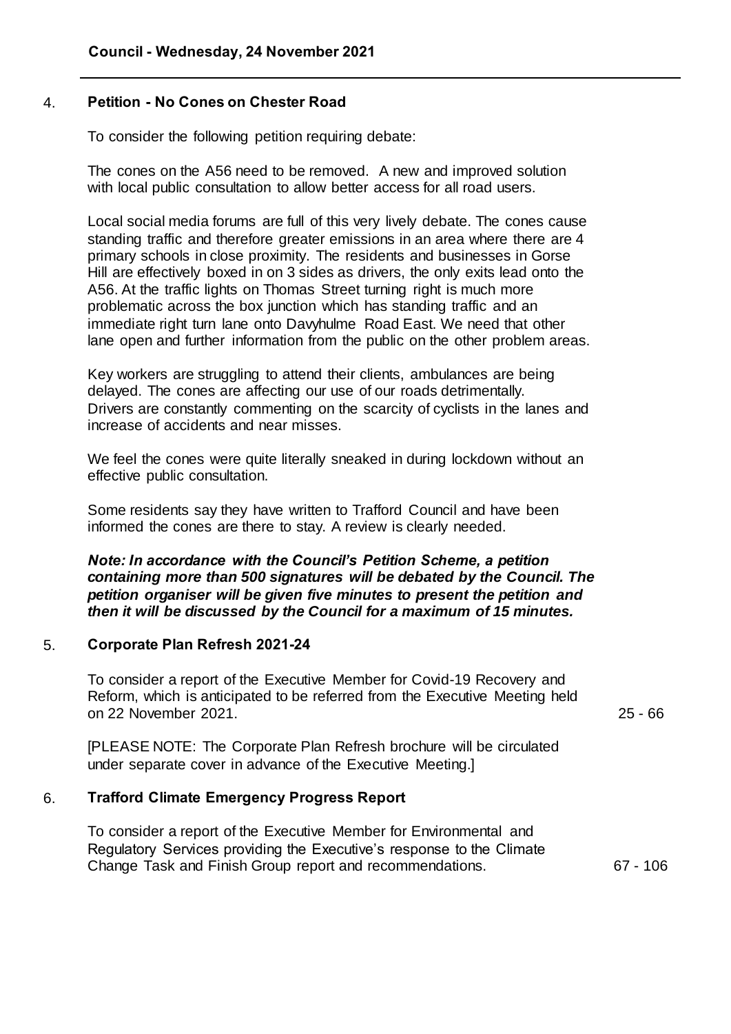## 4. Petition - No Cones on Chester Road

To consider the following petition requiring debate:

The cones on the A56 need to be removed. A new and improved solution with local public consultation to allow better access for all road users.

Local social media forums are full of this very lively debate. The cones cause standing traffic and therefore greater emissions in an area where there are 4 primary schools in close proximity. The residents and businesses in Gorse Hill are effectively boxed in on 3 sides as drivers, the only exits lead onto the A56. At the traffic lights on Thomas Street turning right is much more problematic across the box junction which has standing traffic and an immediate right turn lane onto Davyhulme Road East. We need that other lane open and further information from the public on the other problem areas.

Key workers are struggling to attend their clients, ambulances are being delayed. The cones are affecting our use of our roads detrimentally. Drivers are constantly commenting on the scarcity of cyclists in the lanes and increase of accidents and near misses.

We feel the cones were quite literally sneaked in during lockdown without an effective public consultation.

Some residents say they have written to Trafford Council and have been informed the cones are there to stay. A review is clearly needed.

***Note: In accordance with the Council's Petition Scheme, a petition containing more than 500 signatures will be debated by the Council. The petition organiser will be given five minutes to present the petition and then it will be discussed by the Council for a maximum of 15 minutes.***

## 5. Corporate Plan Refresh 2021-24

To consider a report of the Executive Member for Covid-19 Recovery and Reform, which is anticipated to be referred from the Executive Meeting held on 22 November 2021. 25 - 66

[PLEASE NOTE: The Corporate Plan Refresh brochure will be circulated under separate cover in advance of the Executive Meeting.]

## 6. Trafford Climate Emergency Progress Report

To consider a report of the Executive Member for Environmental and Regulatory Services providing the Executive's response to the Climate Change Task and Finish Group report and recommendations. 67 - 106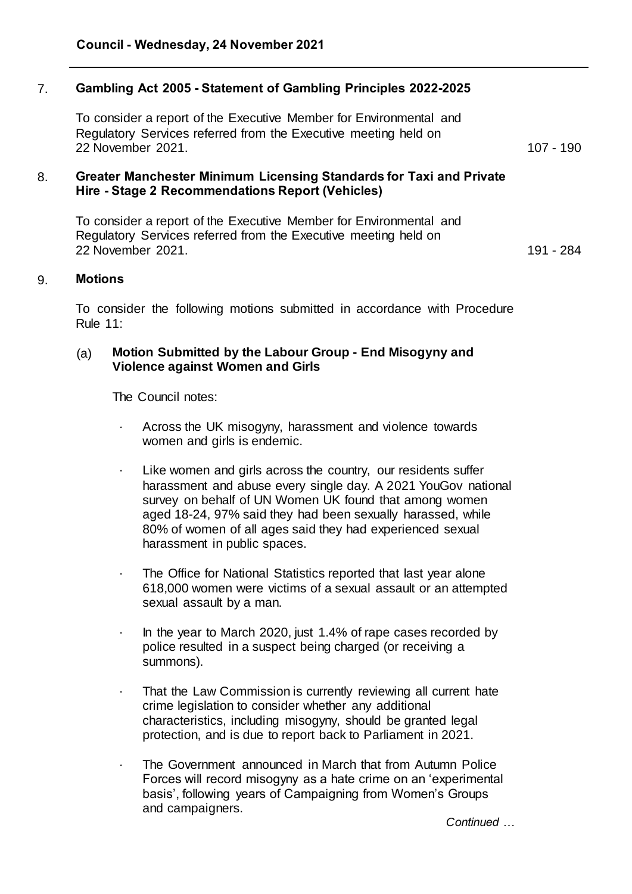**Council - Wednesday, 24 November 2021**

7. **Gambling Act 2005 - Statement of Gambling Principles 2022-2025**

   To consider a report of the Executive Member for Environmental and Regulatory Services referred from the Executive meeting held on 22 November 2021. 107 - 190

8. **Greater Manchester Minimum Licensing Standards for Taxi and Private Hire - Stage 2 Recommendations Report (Vehicles)**

   To consider a report of the Executive Member for Environmental and Regulatory Services referred from the Executive meeting held on 22 November 2021. 191 - 284

9. **Motions**

   To consider the following motions submitted in accordance with Procedure Rule 11:

   (a) **Motion Submitted by the Labour Group - End Misogyny and Violence against Women and Girls**

   The Council notes:

   - Across the UK misogyny, harassment and violence towards women and girls is endemic.
   - Like women and girls across the country, our residents suffer harassment and abuse every single day. A 2021 YouGov national survey on behalf of UN Women UK found that among women aged 18-24, 97% said they had been sexually harassed, while 80% of women of all ages said they had experienced sexual harassment in public spaces.
   - The Office for National Statistics reported that last year alone 618,000 women were victims of a sexual assault or an attempted sexual assault by a man.
   - In the year to March 2020, just 1.4% of rape cases recorded by police resulted in a suspect being charged (or receiving a summons).
   - That the Law Commission is currently reviewing all current hate crime legislation to consider whether any additional characteristics, including misogyny, should be granted legal protection, and is due to report back to Parliament in 2021.
   - The Government announced in March that from Autumn Police Forces will record misogyny as a hate crime on an 'experimental basis', following years of Campaigning from Women's Groups and campaigners.

*Continued …*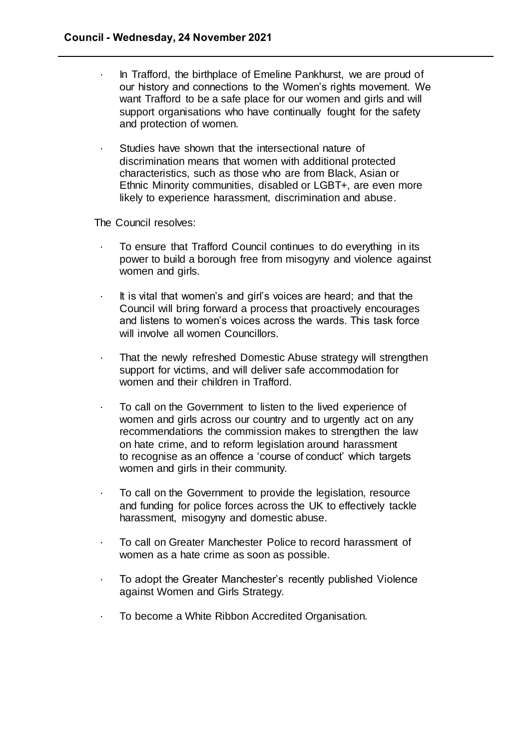- In Trafford, the birthplace of Emeline Pankhurst, we are proud of our history and connections to the Women's rights movement. We want Trafford to be a safe place for our women and girls and will support organisations who have continually fought for the safety and protection of women.
- Studies have shown that the intersectional nature of discrimination means that women with additional protected characteristics, such as those who are from Black, Asian or Ethnic Minority communities, disabled or LGBT+, are even more likely to experience harassment, discrimination and abuse.

The Council resolves:

- To ensure that Trafford Council continues to do everything in its power to build a borough free from misogyny and violence against women and girls.
- It is vital that women's and girl's voices are heard; and that the Council will bring forward a process that proactively encourages and listens to women's voices across the wards. This task force will involve all women Councillors.
- That the newly refreshed Domestic Abuse strategy will strengthen support for victims, and will deliver safe accommodation for women and their children in Trafford.
- To call on the Government to listen to the lived experience of women and girls across our country and to urgently act on any recommendations the commission makes to strengthen the law on hate crime, and to reform legislation around harassment to recognise as an offence a 'course of conduct' which targets women and girls in their community.
- To call on the Government to provide the legislation, resource and funding for police forces across the UK to effectively tackle harassment, misogyny and domestic abuse.
- To call on Greater Manchester Police to record harassment of women as a hate crime as soon as possible.
- To adopt the Greater Manchester's recently published Violence against Women and Girls Strategy.
- To become a White Ribbon Accredited Organisation.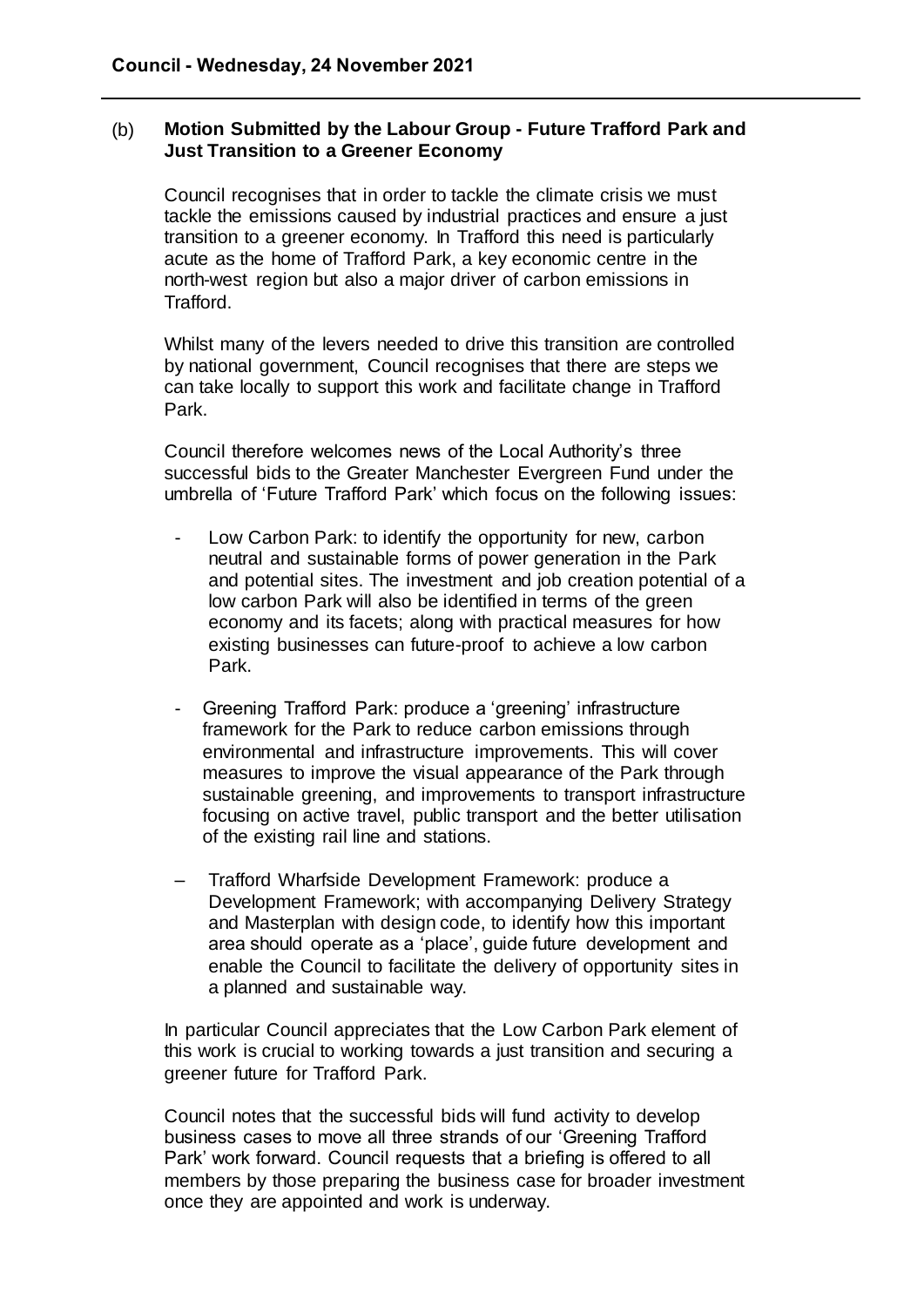(b) **Motion Submitted by the Labour Group - Future Trafford Park and Just Transition to a Greener Economy**

Council recognises that in order to tackle the climate crisis we must tackle the emissions caused by industrial practices and ensure a just transition to a greener economy. In Trafford this need is particularly acute as the home of Trafford Park, a key economic centre in the north-west region but also a major driver of carbon emissions in Trafford.

Whilst many of the levers needed to drive this transition are controlled by national government, Council recognises that there are steps we can take locally to support this work and facilitate change in Trafford Park.

Council therefore welcomes news of the Local Authority's three successful bids to the Greater Manchester Evergreen Fund under the umbrella of 'Future Trafford Park' which focus on the following issues:

- Low Carbon Park: to identify the opportunity for new, carbon neutral and sustainable forms of power generation in the Park and potential sites. The investment and job creation potential of a low carbon Park will also be identified in terms of the green economy and its facets; along with practical measures for how existing businesses can future-proof to achieve a low carbon Park.
- Greening Trafford Park: produce a 'greening' infrastructure framework for the Park to reduce carbon emissions through environmental and infrastructure improvements. This will cover measures to improve the visual appearance of the Park through sustainable greening, and improvements to transport infrastructure focusing on active travel, public transport and the better utilisation of the existing rail line and stations.
- Trafford Wharfside Development Framework: produce a Development Framework; with accompanying Delivery Strategy and Masterplan with design code, to identify how this important area should operate as a 'place', guide future development and enable the Council to facilitate the delivery of opportunity sites in a planned and sustainable way.

In particular Council appreciates that the Low Carbon Park element of this work is crucial to working towards a just transition and securing a greener future for Trafford Park.

Council notes that the successful bids will fund activity to develop business cases to move all three strands of our 'Greening Trafford Park' work forward. Council requests that a briefing is offered to all members by those preparing the business case for broader investment once they are appointed and work is underway.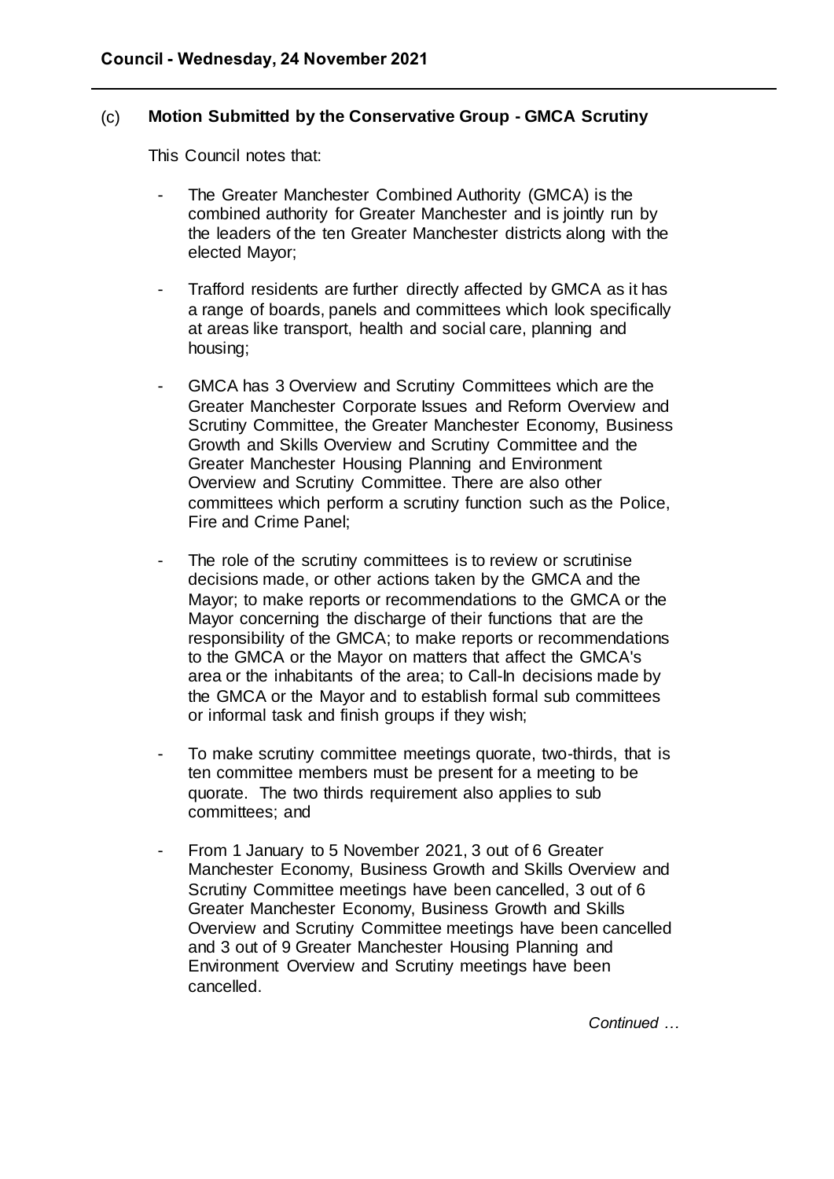**Council - Wednesday, 24 November 2021**

(c) **Motion Submitted by the Conservative Group - GMCA Scrutiny**

This Council notes that:

- The Greater Manchester Combined Authority (GMCA) is the combined authority for Greater Manchester and is jointly run by the leaders of the ten Greater Manchester districts along with the elected Mayor;
- Trafford residents are further directly affected by GMCA as it has a range of boards, panels and committees which look specifically at areas like transport, health and social care, planning and housing;
- GMCA has 3 Overview and Scrutiny Committees which are the Greater Manchester Corporate Issues and Reform Overview and Scrutiny Committee, the Greater Manchester Economy, Business Growth and Skills Overview and Scrutiny Committee and the Greater Manchester Housing Planning and Environment Overview and Scrutiny Committee. There are also other committees which perform a scrutiny function such as the Police, Fire and Crime Panel;
- The role of the scrutiny committees is to review or scrutinise decisions made, or other actions taken by the GMCA and the Mayor; to make reports or recommendations to the GMCA or the Mayor concerning the discharge of their functions that are the responsibility of the GMCA; to make reports or recommendations to the GMCA or the Mayor on matters that affect the GMCA's area or the inhabitants of the area; to Call-In decisions made by the GMCA or the Mayor and to establish formal sub committees or informal task and finish groups if they wish;
- To make scrutiny committee meetings quorate, two-thirds, that is ten committee members must be present for a meeting to be quorate. The two thirds requirement also applies to sub committees; and
- From 1 January to 5 November 2021, 3 out of 6 Greater Manchester Economy, Business Growth and Skills Overview and Scrutiny Committee meetings have been cancelled, 3 out of 6 Greater Manchester Economy, Business Growth and Skills Overview and Scrutiny Committee meetings have been cancelled and 3 out of 9 Greater Manchester Housing Planning and Environment Overview and Scrutiny meetings have been cancelled.

*Continued …*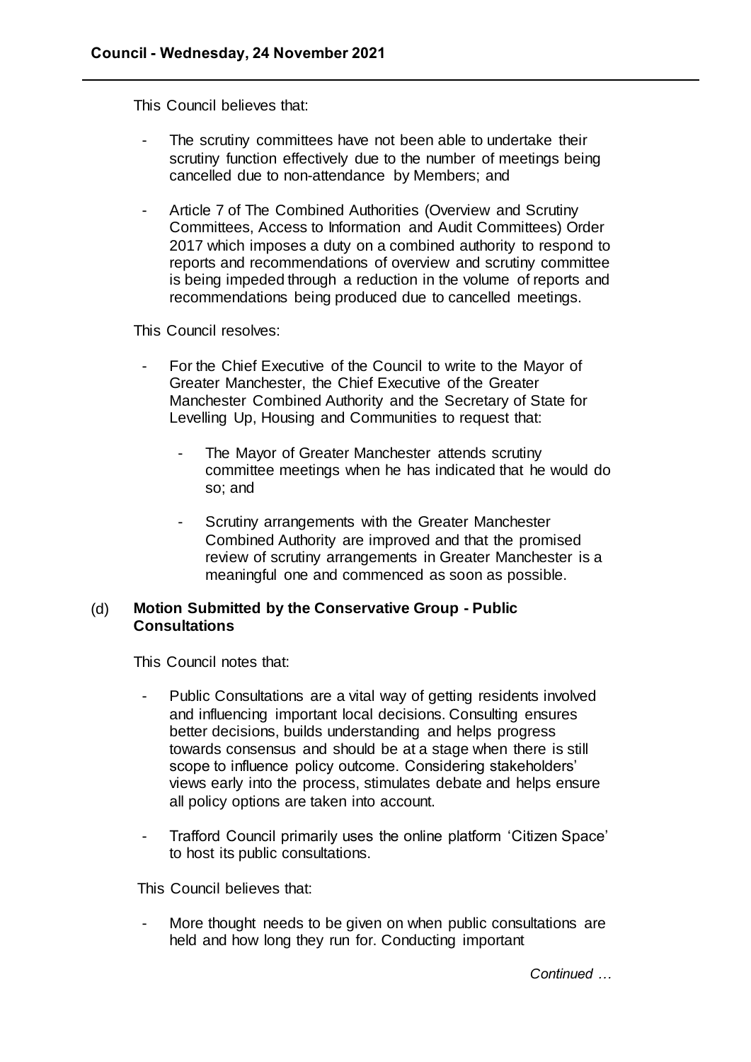This Council believes that:

- The scrutiny committees have not been able to undertake their scrutiny function effectively due to the number of meetings being cancelled due to non-attendance by Members; and
- Article 7 of The Combined Authorities (Overview and Scrutiny Committees, Access to Information and Audit Committees) Order 2017 which imposes a duty on a combined authority to respond to reports and recommendations of overview and scrutiny committee is being impeded through a reduction in the volume of reports and recommendations being produced due to cancelled meetings.

This Council resolves:

- For the Chief Executive of the Council to write to the Mayor of Greater Manchester, the Chief Executive of the Greater Manchester Combined Authority and the Secretary of State for Levelling Up, Housing and Communities to request that:
  - The Mayor of Greater Manchester attends scrutiny committee meetings when he has indicated that he would do so; and
  - Scrutiny arrangements with the Greater Manchester Combined Authority are improved and that the promised review of scrutiny arrangements in Greater Manchester is a meaningful one and commenced as soon as possible.

### (d) Motion Submitted by the Conservative Group - Public Consultations

This Council notes that:

- Public Consultations are a vital way of getting residents involved and influencing important local decisions. Consulting ensures better decisions, builds understanding and helps progress towards consensus and should be at a stage when there is still scope to influence policy outcome. Considering stakeholders' views early into the process, stimulates debate and helps ensure all policy options are taken into account.
- Trafford Council primarily uses the online platform 'Citizen Space' to host its public consultations.

This Council believes that:

- More thought needs to be given on when public consultations are held and how long they run for. Conducting important

*Continued …*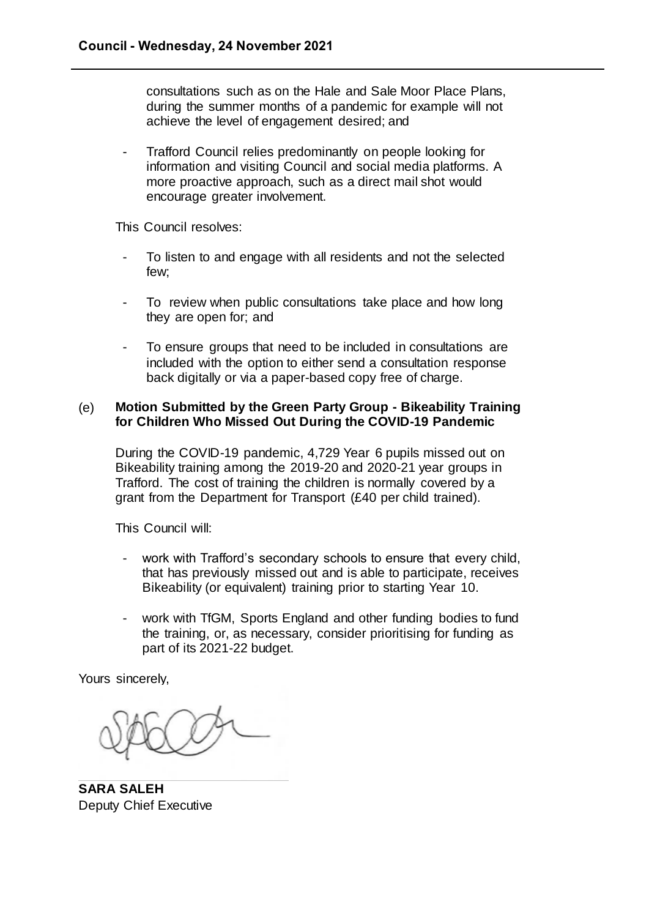consultations such as on the Hale and Sale Moor Place Plans, during the summer months of a pandemic for example will not achieve the level of engagement desired; and

- Trafford Council relies predominantly on people looking for information and visiting Council and social media platforms. A more proactive approach, such as a direct mail shot would encourage greater involvement.

This Council resolves:

- To listen to and engage with all residents and not the selected few;
- To review when public consultations take place and how long they are open for; and
- To ensure groups that need to be included in consultations are included with the option to either send a consultation response back digitally or via a paper-based copy free of charge.

(e) **Motion Submitted by the Green Party Group - Bikeability Training for Children Who Missed Out During the COVID-19 Pandemic**

During the COVID-19 pandemic, 4,729 Year 6 pupils missed out on Bikeability training among the 2019-20 and 2020-21 year groups in Trafford. The cost of training the children is normally covered by a grant from the Department for Transport (£40 per child trained).

This Council will:

- work with Trafford's secondary schools to ensure that every child, that has previously missed out and is able to participate, receives Bikeability (or equivalent) training prior to starting Year 10.
- work with TfGM, Sports England and other funding bodies to fund the training, or, as necessary, consider prioritising for funding as part of its 2021-22 budget.

Yours sincerely,

**SARA SALEH**
Deputy Chief Executive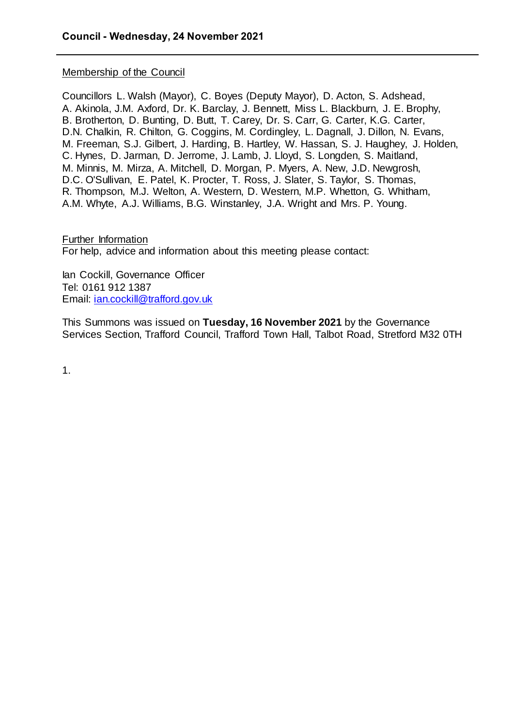**Council - Wednesday, 24 November 2021**

Membership of the Council

Councillors L. Walsh (Mayor), C. Boyes (Deputy Mayor), D. Acton, S. Adshead, A. Akinola, J.M. Axford, Dr. K. Barclay, J. Bennett, Miss L. Blackburn, J. E. Brophy, B. Brotherton, D. Bunting, D. Butt, T. Carey, Dr. S. Carr, G. Carter, K.G. Carter, D.N. Chalkin, R. Chilton, G. Coggins, M. Cordingley, L. Dagnall, J. Dillon, N. Evans, M. Freeman, S.J. Gilbert, J. Harding, B. Hartley, W. Hassan, S. J. Haughey, J. Holden, C. Hynes, D. Jarman, D. Jerrome, J. Lamb, J. Lloyd, S. Longden, S. Maitland, M. Minnis, M. Mirza, A. Mitchell, D. Morgan, P. Myers, A. New, J.D. Newgrosh, D.C. O'Sullivan, E. Patel, K. Procter, T. Ross, J. Slater, S. Taylor, S. Thomas, R. Thompson, M.J. Welton, A. Western, D. Western, M.P. Whetton, G. Whitham, A.M. Whyte, A.J. Williams, B.G. Winstanley, J.A. Wright and Mrs. P. Young.

Further Information

For help, advice and information about this meeting please contact:

Ian Cockill, Governance Officer
Tel: 0161 912 1387
Email: ian.cockill@trafford.gov.uk

This Summons was issued on **Tuesday, 16 November 2021** by the Governance Services Section, Trafford Council, Trafford Town Hall, Talbot Road, Stretford M32 0TH

1.